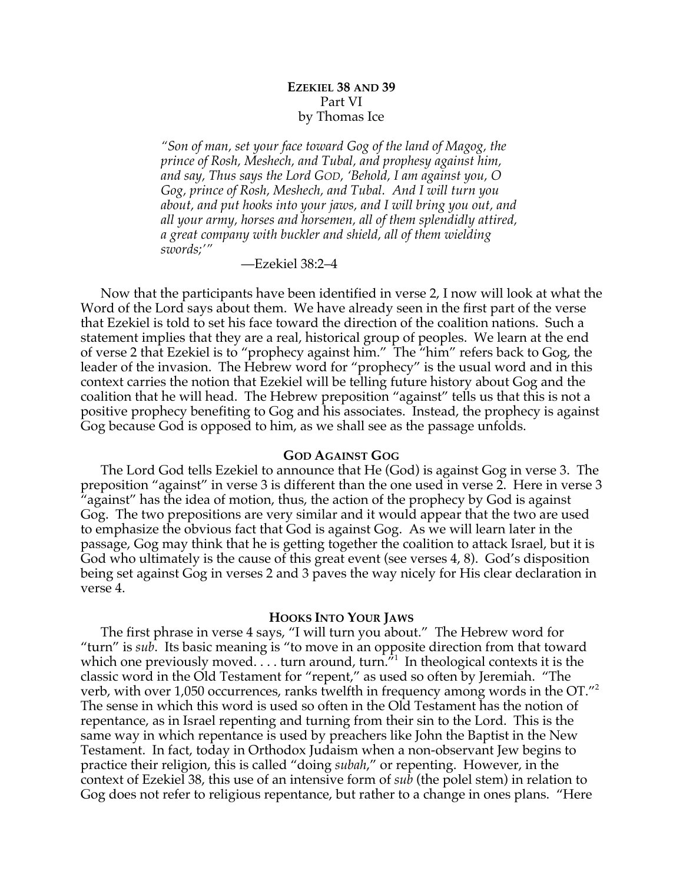# EZEKIEL 38 AND 39

Part VI

by Thomas Ice

> *"Son of man, set your face toward Gog of the land of Magog, the prince of Rosh, Meshech, and Tubal, and prophesy against him, and say, Thus says the Lord GOD, 'Behold, I am against you, O Gog, prince of Rosh, Meshech, and Tubal. And I will turn you about, and put hooks into your jaws, and I will bring you out, and all your army, horses and horsemen, all of them splendidly attired, a great company with buckler and shield, all of them wielding swords;'"*
>
> —Ezekiel 38:2–4

Now that the participants have been identified in verse 2, I now will look at what the Word of the Lord says about them. We have already seen in the first part of the verse that Ezekiel is told to set his face toward the direction of the coalition nations. Such a statement implies that they are a real, historical group of peoples. We learn at the end of verse 2 that Ezekiel is to "prophecy against him." The "him" refers back to Gog, the leader of the invasion. The Hebrew word for "prophecy" is the usual word and in this context carries the notion that Ezekiel will be telling future history about Gog and the coalition that he will head. The Hebrew preposition "against" tells us that this is not a positive prophecy benefiting to Gog and his associates. Instead, the prophecy is against Gog because God is opposed to him, as we shall see as the passage unfolds.

## GOD AGAINST GOG

The Lord God tells Ezekiel to announce that He (God) is against Gog in verse 3. The preposition "against" in verse 3 is different than the one used in verse 2. Here in verse 3 "against" has the idea of motion, thus, the action of the prophecy by God is against Gog. The two prepositions are very similar and it would appear that the two are used to emphasize the obvious fact that God is against Gog. As we will learn later in the passage, Gog may think that he is getting together the coalition to attack Israel, but it is God who ultimately is the cause of this great event (see verses 4, 8). God's disposition being set against Gog in verses 2 and 3 paves the way nicely for His clear declaration in verse 4.

## HOOKS INTO YOUR JAWS

The first phrase in verse 4 says, "I will turn you about." The Hebrew word for "turn" is *sub*. Its basic meaning is "to move in an opposite direction from that toward which one previously moved. . . . turn around, turn."[1] In theological contexts it is the classic word in the Old Testament for "repent," as used so often by Jeremiah. "The verb, with over 1,050 occurrences, ranks twelfth in frequency among words in the OT."[2] The sense in which this word is used so often in the Old Testament has the notion of repentance, as in Israel repenting and turning from their sin to the Lord. This is the same way in which repentance is used by preachers like John the Baptist in the New Testament. In fact, today in Orthodox Judaism when a non-observant Jew begins to practice their religion, this is called "doing *subah*," or repenting. However, in the context of Ezekiel 38, this use of an intensive form of *sub* (the polel stem) in relation to Gog does not refer to religious repentance, but rather to a change in ones plans. "Here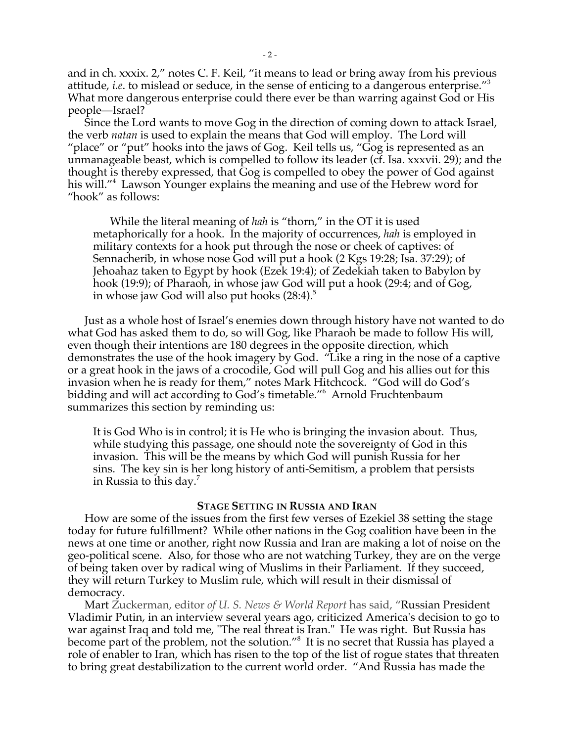and in ch. xxxix. 2," notes C. F. Keil, "it means to lead or bring away from his previous attitude, *i.e*. to mislead or seduce, in the sense of enticing to a dangerous enterprise."[3] What more dangerous enterprise could there ever be than warring against God or His people—Israel?

Since the Lord wants to move Gog in the direction of coming down to attack Israel, the verb *natan* is used to explain the means that God will employ. The Lord will "place" or "put" hooks into the jaws of Gog. Keil tells us, "Gog is represented as an unmanageable beast, which is compelled to follow its leader (cf. Isa. xxxvii. 29); and the thought is thereby expressed, that Gog is compelled to obey the power of God against his will."[4] Lawson Younger explains the meaning and use of the Hebrew word for "hook" as follows:

> While the literal meaning of *hah* is "thorn," in the OT it is used metaphorically for a hook. In the majority of occurrences, *hah* is employed in military contexts for a hook put through the nose or cheek of captives: of Sennacherib, in whose nose God will put a hook (2 Kgs 19:28; Isa. 37:29); of Jehoahaz taken to Egypt by hook (Ezek 19:4); of Zedekiah taken to Babylon by hook (19:9); of Pharaoh, in whose jaw God will put a hook (29:4; and of Gog, in whose jaw God will also put hooks (28:4).[5]

Just as a whole host of Israel's enemies down through history have not wanted to do what God has asked them to do, so will Gog, like Pharaoh be made to follow His will, even though their intentions are 180 degrees in the opposite direction, which demonstrates the use of the hook imagery by God. "Like a ring in the nose of a captive or a great hook in the jaws of a crocodile, God will pull Gog and his allies out for this invasion when he is ready for them," notes Mark Hitchcock. "God will do God's bidding and will act according to God's timetable."[6] Arnold Fruchtenbaum summarizes this section by reminding us:

> It is God Who is in control; it is He who is bringing the invasion about. Thus, while studying this passage, one should note the sovereignty of God in this invasion. This will be the means by which God will punish Russia for her sins. The key sin is her long history of anti-Semitism, a problem that persists in Russia to this day.[7]

## STAGE SETTING IN RUSSIA AND IRAN

How are some of the issues from the first few verses of Ezekiel 38 setting the stage today for future fulfillment? While other nations in the Gog coalition have been in the news at one time or another, right now Russia and Iran are making a lot of noise on the geo-political scene. Also, for those who are not watching Turkey, they are on the verge of being taken over by radical wing of Muslims in their Parliament. If they succeed, they will return Turkey to Muslim rule, which will result in their dismissal of democracy.

Mart Zuckerman, editor *of U. S. News & World Report* has said, "Russian President Vladimir Putin, in an interview several years ago, criticized America's decision to go to war against Iraq and told me, "The real threat is Iran." He was right. But Russia has become part of the problem, not the solution."[8] It is no secret that Russia has played a role of enabler to Iran, which has risen to the top of the list of rogue states that threaten to bring great destabilization to the current world order. "And Russia has made the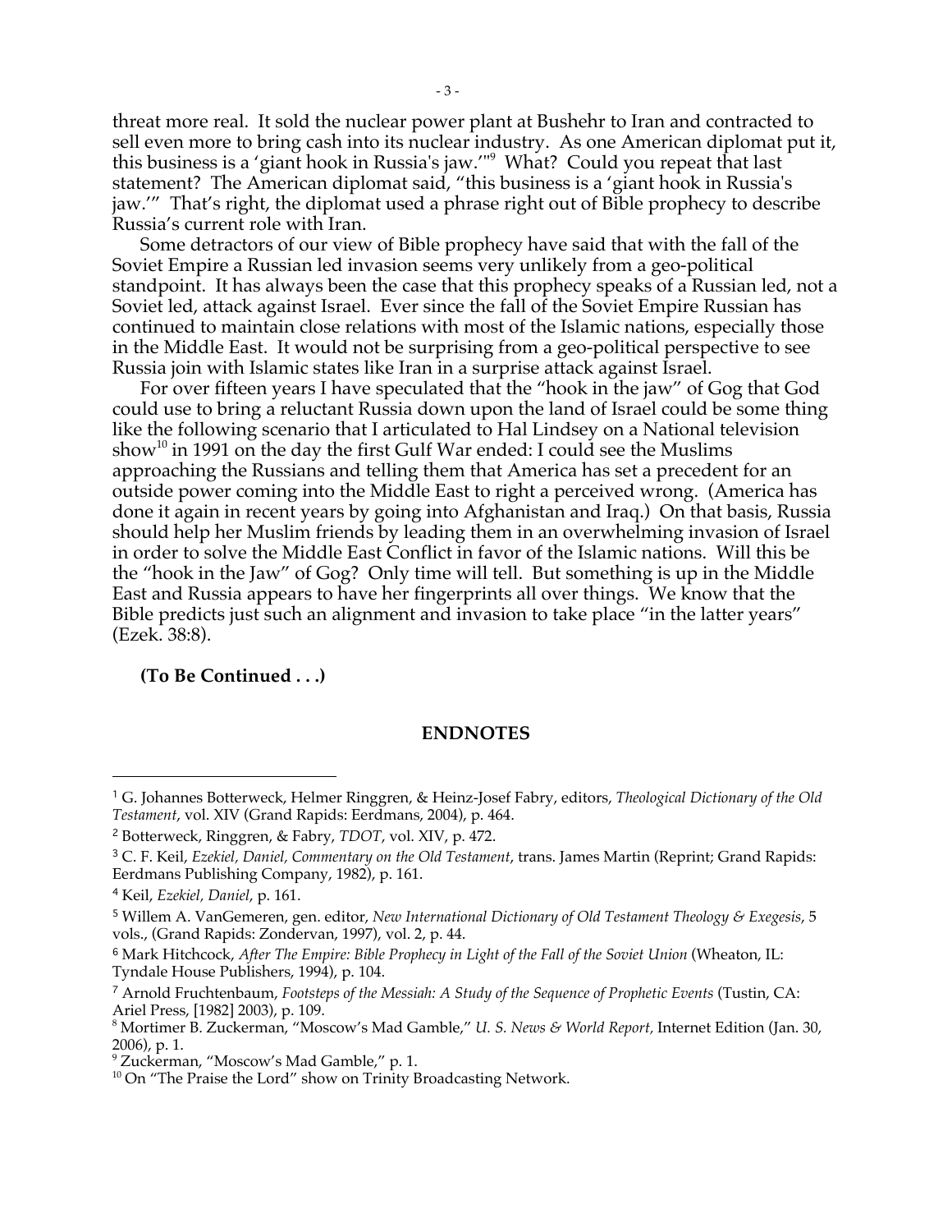threat more real. It sold the nuclear power plant at Bushehr to Iran and contracted to sell even more to bring cash into its nuclear industry. As one American diplomat put it, this business is a 'giant hook in Russia's jaw.'"[9] What? Could you repeat that last statement? The American diplomat said, "this business is a 'giant hook in Russia's jaw.'" That's right, the diplomat used a phrase right out of Bible prophecy to describe Russia's current role with Iran.

Some detractors of our view of Bible prophecy have said that with the fall of the Soviet Empire a Russian led invasion seems very unlikely from a geo-political standpoint. It has always been the case that this prophecy speaks of a Russian led, not a Soviet led, attack against Israel. Ever since the fall of the Soviet Empire Russian has continued to maintain close relations with most of the Islamic nations, especially those in the Middle East. It would not be surprising from a geo-political perspective to see Russia join with Islamic states like Iran in a surprise attack against Israel.

For over fifteen years I have speculated that the "hook in the jaw" of Gog that God could use to bring a reluctant Russia down upon the land of Israel could be some thing like the following scenario that I articulated to Hal Lindsey on a National television show[10] in 1991 on the day the first Gulf War ended: I could see the Muslims approaching the Russians and telling them that America has set a precedent for an outside power coming into the Middle East to right a perceived wrong. (America has done it again in recent years by going into Afghanistan and Iraq.) On that basis, Russia should help her Muslim friends by leading them in an overwhelming invasion of Israel in order to solve the Middle East Conflict in favor of the Islamic nations. Will this be the "hook in the Jaw" of Gog? Only time will tell. But something is up in the Middle East and Russia appears to have her fingerprints all over things. We know that the Bible predicts just such an alignment and invasion to take place "in the latter years" (Ezek. 38:8).

**(To Be Continued . . .)**

## ENDNOTES

[1] G. Johannes Botterweck, Helmer Ringgren, & Heinz-Josef Fabry, editors, *Theological Dictionary of the Old Testament*, vol. XIV (Grand Rapids: Eerdmans, 2004), p. 464.

[2] Botterweck, Ringgren, & Fabry, *TDOT*, vol. XIV, p. 472.

[3] C. F. Keil, *Ezekiel, Daniel, Commentary on the Old Testament*, trans. James Martin (Reprint; Grand Rapids: Eerdmans Publishing Company, 1982), p. 161.

[4] Keil, *Ezekiel, Daniel*, p. 161.

[5] Willem A. VanGemeren, gen. editor, *New International Dictionary of Old Testament Theology & Exegesis*, 5 vols., (Grand Rapids: Zondervan, 1997), vol. 2, p. 44.

[6] Mark Hitchcock, *After The Empire: Bible Prophecy in Light of the Fall of the Soviet Union* (Wheaton, IL: Tyndale House Publishers, 1994), p. 104.

[7] Arnold Fruchtenbaum, *Footsteps of the Messiah: A Study of the Sequence of Prophetic Events* (Tustin, CA: Ariel Press, [1982] 2003), p. 109.

[8] Mortimer B. Zuckerman, "Moscow's Mad Gamble," *U. S. News & World Report*, Internet Edition (Jan. 30, 2006), p. 1.

[9] Zuckerman, "Moscow's Mad Gamble," p. 1.

[10] On "The Praise the Lord" show on Trinity Broadcasting Network.